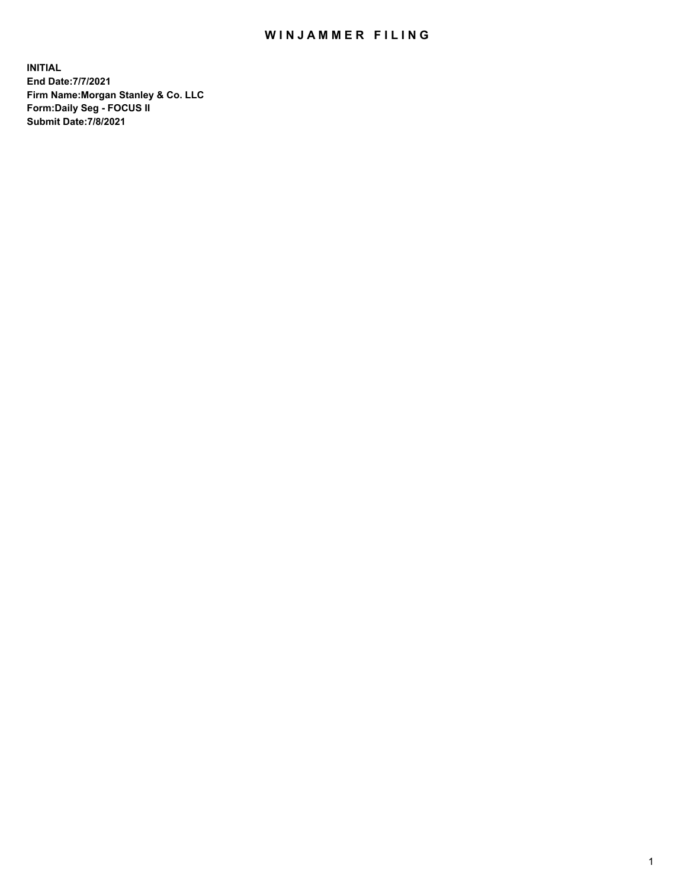# WINJAMMER FILING

**INITIAL**
**End Date:7/7/2021**
**Firm Name:Morgan Stanley & Co. LLC**
**Form:Daily Seg - FOCUS II**
**Submit Date:7/8/2021**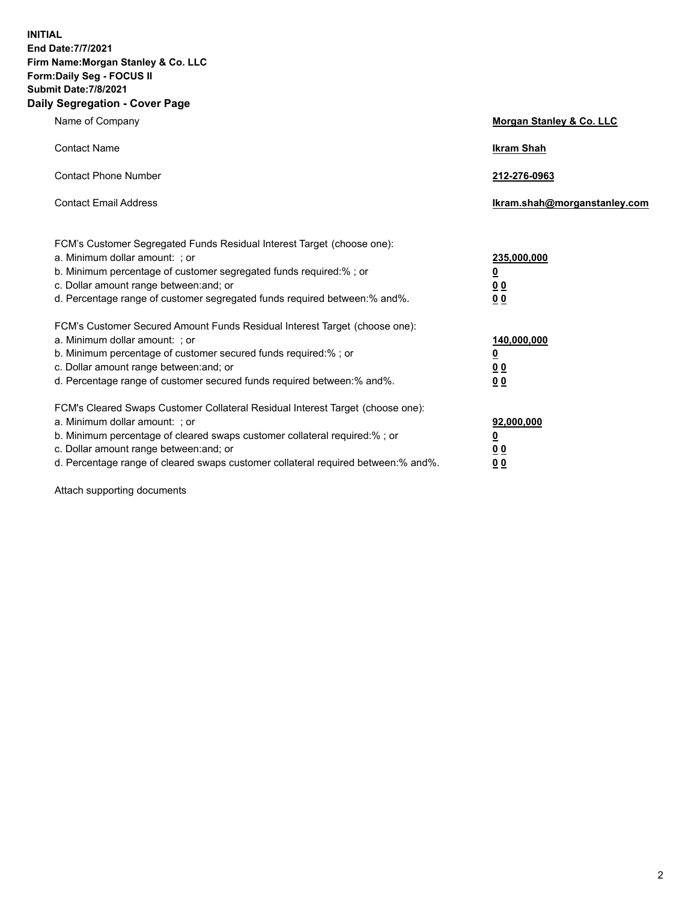**INITIAL**
**End Date:7/7/2021**
**Firm Name:Morgan Stanley & Co. LLC**
**Form:Daily Seg - FOCUS II**
**Submit Date:7/8/2021**

## Daily Segregation - Cover Page

| | |
|---|---|
| Name of Company | **Morgan Stanley & Co. LLC** |
| Contact Name | **Ikram Shah** |
| Contact Phone Number | **212-276-0963** |
| Contact Email Address | **Ikram.shah@morganstanley.com** |

| | |
|---|---|
| FCM's Customer Segregated Funds Residual Interest Target (choose one): | |
| a. Minimum dollar amount: ; or | **235,000,000** |
| b. Minimum percentage of customer segregated funds required:% ; or | **0** |
| c. Dollar amount range between:and; or | **0 0** |
| d. Percentage range of customer segregated funds required between:% and%. | **0 0** |
| FCM's Customer Secured Amount Funds Residual Interest Target (choose one): | |
| a. Minimum dollar amount: ; or | **140,000,000** |
| b. Minimum percentage of customer secured funds required:% ; or | **0** |
| c. Dollar amount range between:and; or | **0 0** |
| d. Percentage range of customer secured funds required between:% and%. | **0 0** |
| FCM's Cleared Swaps Customer Collateral Residual Interest Target (choose one): | |
| a. Minimum dollar amount: ; or | **92,000,000** |
| b. Minimum percentage of cleared swaps customer collateral required:% ; or | **0** |
| c. Dollar amount range between:and; or | **0 0** |
| d. Percentage range of cleared swaps customer collateral required between:% and%. | **0 0** |

Attach supporting documents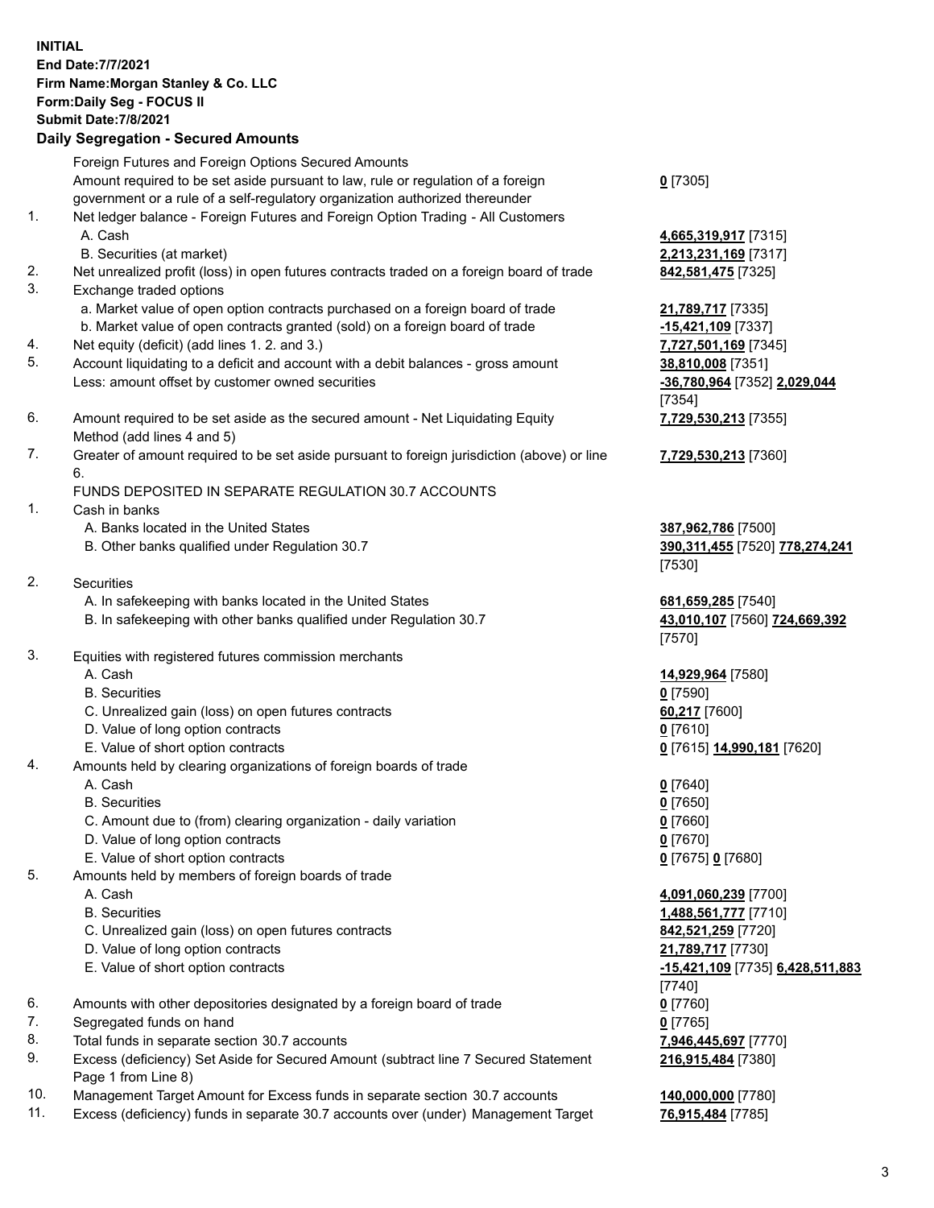**INITIAL**
**End Date:7/7/2021**
**Firm Name:Morgan Stanley & Co. LLC**
**Form:Daily Seg - FOCUS II**
**Submit Date:7/8/2021**

## Daily Segregation - Secured Amounts

| | | |
|---|---|---|
| | Foreign Futures and Foreign Options Secured Amounts | |
| | Amount required to be set aside pursuant to law, rule or regulation of a foreign government or a rule of a self-regulatory organization authorized thereunder | **0** [7305] |
| 1. | Net ledger balance - Foreign Futures and Foreign Option Trading - All Customers | |
| | A. Cash | **4,665,319,917** [7315] |
| | B. Securities (at market) | **2,213,231,169** [7317] |
| 2. | Net unrealized profit (loss) in open futures contracts traded on a foreign board of trade | **842,581,475** [7325] |
| 3. | Exchange traded options | |
| | a. Market value of open option contracts purchased on a foreign board of trade | **21,789,717** [7335] |
| | b. Market value of open contracts granted (sold) on a foreign board of trade | **-15,421,109** [7337] |
| 4. | Net equity (deficit) (add lines 1. 2. and 3.) | **7,727,501,169** [7345] |
| 5. | Account liquidating to a deficit and account with a debit balances - gross amount | **38,810,008** [7351] |
| | Less: amount offset by customer owned securities | **-36,780,964** [7352] **2,029,044** [7354] |
| 6. | Amount required to be set aside as the secured amount - Net Liquidating Equity Method (add lines 4 and 5) | **7,729,530,213** [7355] |
| 7. | Greater of amount required to be set aside pursuant to foreign jurisdiction (above) or line 6. | **7,729,530,213** [7360] |
| | FUNDS DEPOSITED IN SEPARATE REGULATION 30.7 ACCOUNTS | |
| 1. | Cash in banks | |
| | A. Banks located in the United States | **387,962,786** [7500] |
| | B. Other banks qualified under Regulation 30.7 | **390,311,455** [7520] **778,274,241** [7530] |
| 2. | Securities | |
| | A. In safekeeping with banks located in the United States | **681,659,285** [7540] |
| | B. In safekeeping with other banks qualified under Regulation 30.7 | **43,010,107** [7560] **724,669,392** [7570] |
| 3. | Equities with registered futures commission merchants | |
| | A. Cash | **14,929,964** [7580] |
| | B. Securities | **0** [7590] |
| | C. Unrealized gain (loss) on open futures contracts | **60,217** [7600] |
| | D. Value of long option contracts | **0** [7610] |
| | E. Value of short option contracts | **0** [7615] **14,990,181** [7620] |
| 4. | Amounts held by clearing organizations of foreign boards of trade | |
| | A. Cash | **0** [7640] |
| | B. Securities | **0** [7650] |
| | C. Amount due to (from) clearing organization - daily variation | **0** [7660] |
| | D. Value of long option contracts | **0** [7670] |
| | E. Value of short option contracts | **0** [7675] **0** [7680] |
| 5. | Amounts held by members of foreign boards of trade | |
| | A. Cash | **4,091,060,239** [7700] |
| | B. Securities | **1,488,561,777** [7710] |
| | C. Unrealized gain (loss) on open futures contracts | **842,521,259** [7720] |
| | D. Value of long option contracts | **21,789,717** [7730] |
| | E. Value of short option contracts | **-15,421,109** [7735] **6,428,511,883** [7740] |
| 6. | Amounts with other depositories designated by a foreign board of trade | **0** [7760] |
| 7. | Segregated funds on hand | **0** [7765] |
| 8. | Total funds in separate section 30.7 accounts | **7,946,445,697** [7770] |
| 9. | Excess (deficiency) Set Aside for Secured Amount (subtract line 7 Secured Statement Page 1 from Line 8) | **216,915,484** [7380] |
| 10. | Management Target Amount for Excess funds in separate section 30.7 accounts | **140,000,000** [7780] |
| 11. | Excess (deficiency) funds in separate 30.7 accounts over (under) Management Target | **76,915,484** [7785] |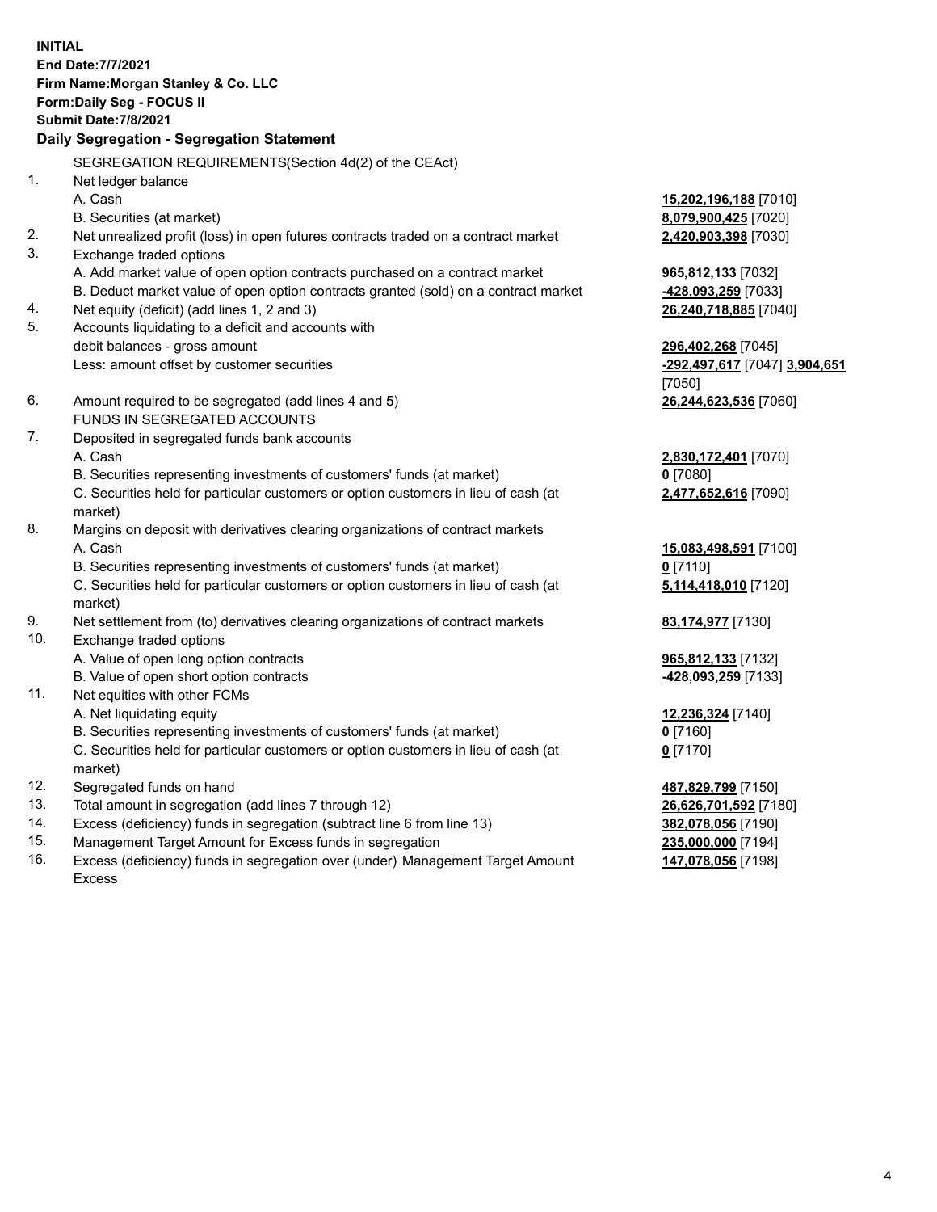**INITIAL**
**End Date:7/7/2021**
**Firm Name:Morgan Stanley & Co. LLC**
**Form:Daily Seg - FOCUS II**
**Submit Date:7/8/2021**

## Daily Segregation - Segregation Statement

SEGREGATION REQUIREMENTS(Section 4d(2) of the CEAct)

| | | |
|---|---|---|
| 1. | Net ledger balance | |
| | A. Cash | **15,202,196,188** [7010] |
| | B. Securities (at market) | **8,079,900,425** [7020] |
| 2. | Net unrealized profit (loss) in open futures contracts traded on a contract market | **2,420,903,398** [7030] |
| 3. | Exchange traded options | |
| | A. Add market value of open option contracts purchased on a contract market | **965,812,133** [7032] |
| | B. Deduct market value of open option contracts granted (sold) on a contract market | **-428,093,259** [7033] |
| 4. | Net equity (deficit) (add lines 1, 2 and 3) | **26,240,718,885** [7040] |
| 5. | Accounts liquidating to a deficit and accounts with debit balances - gross amount | **296,402,268** [7045] |
| | Less: amount offset by customer securities | **-292,497,617** [7047] **3,904,651** [7050] |
| 6. | Amount required to be segregated (add lines 4 and 5) | **26,244,623,536** [7060] |
| | FUNDS IN SEGREGATED ACCOUNTS | |
| 7. | Deposited in segregated funds bank accounts | |
| | A. Cash | **2,830,172,401** [7070] |
| | B. Securities representing investments of customers' funds (at market) | **0** [7080] |
| | C. Securities held for particular customers or option customers in lieu of cash (at market) | **2,477,652,616** [7090] |
| 8. | Margins on deposit with derivatives clearing organizations of contract markets | |
| | A. Cash | **15,083,498,591** [7100] |
| | B. Securities representing investments of customers' funds (at market) | **0** [7110] |
| | C. Securities held for particular customers or option customers in lieu of cash (at market) | **5,114,418,010** [7120] |
| 9. | Net settlement from (to) derivatives clearing organizations of contract markets | **83,174,977** [7130] |
| 10. | Exchange traded options | |
| | A. Value of open long option contracts | **965,812,133** [7132] |
| | B. Value of open short option contracts | **-428,093,259** [7133] |
| 11. | Net equities with other FCMs | |
| | A. Net liquidating equity | **12,236,324** [7140] |
| | B. Securities representing investments of customers' funds (at market) | **0** [7160] |
| | C. Securities held for particular customers or option customers in lieu of cash (at market) | **0** [7170] |
| 12. | Segregated funds on hand | **487,829,799** [7150] |
| 13. | Total amount in segregation (add lines 7 through 12) | **26,626,701,592** [7180] |
| 14. | Excess (deficiency) funds in segregation (subtract line 6 from line 13) | **382,078,056** [7190] |
| 15. | Management Target Amount for Excess funds in segregation | **235,000,000** [7194] |
| 16. | Excess (deficiency) funds in segregation over (under) Management Target Amount Excess | **147,078,056** [7198] |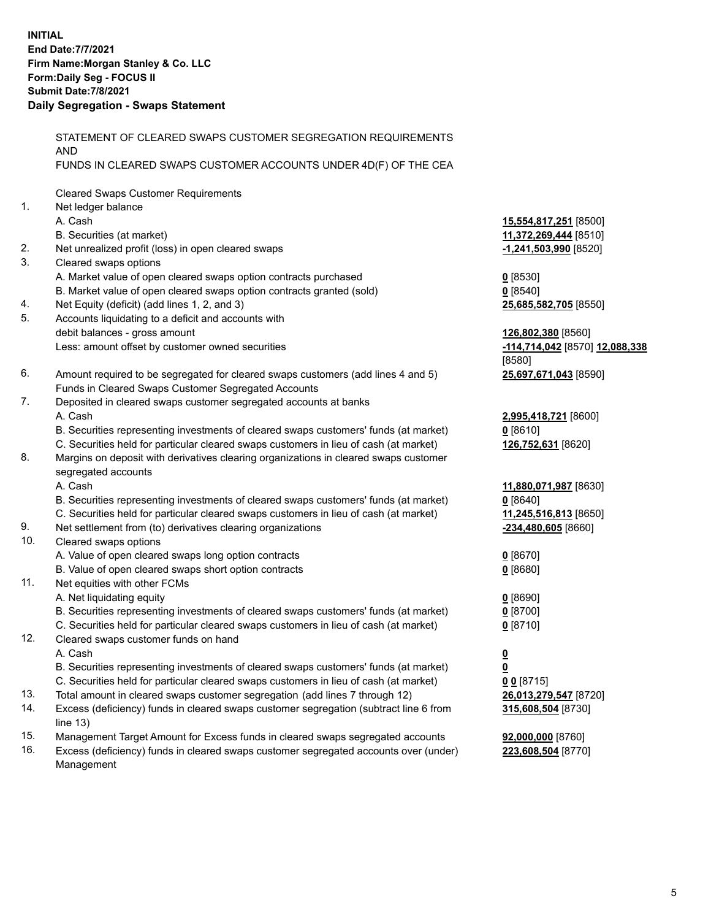**INITIAL**
**End Date:7/7/2021**
**Firm Name:Morgan Stanley & Co. LLC**
**Form:Daily Seg - FOCUS II**
**Submit Date:7/8/2021**
**Daily Segregation - Swaps Statement**

STATEMENT OF CLEARED SWAPS CUSTOMER SEGREGATION REQUIREMENTS AND FUNDS IN CLEARED SWAPS CUSTOMER ACCOUNTS UNDER 4D(F) OF THE CEA

| | | |
|---|---|---|
| | Cleared Swaps Customer Requirements | |
| 1. | Net ledger balance | |
| | A. Cash | **15,554,817,251** [8500] |
| | B. Securities (at market) | **11,372,269,444** [8510] |
| 2. | Net unrealized profit (loss) in open cleared swaps | **-1,241,503,990** [8520] |
| 3. | Cleared swaps options | |
| | A. Market value of open cleared swaps option contracts purchased | **0** [8530] |
| | B. Market value of open cleared swaps option contracts granted (sold) | **0** [8540] |
| 4. | Net Equity (deficit) (add lines 1, 2, and 3) | **25,685,582,705** [8550] |
| 5. | Accounts liquidating to a deficit and accounts with debit balances - gross amount | **126,802,380** [8560] |
| | Less: amount offset by customer owned securities | **-114,714,042** [8570] **12,088,338** [8580] |
| 6. | Amount required to be segregated for cleared swaps customers (add lines 4 and 5) | **25,697,671,043** [8590] |
| | Funds in Cleared Swaps Customer Segregated Accounts | |
| 7. | Deposited in cleared swaps customer segregated accounts at banks | |
| | A. Cash | **2,995,418,721** [8600] |
| | B. Securities representing investments of cleared swaps customers' funds (at market) | **0** [8610] |
| | C. Securities held for particular cleared swaps customers in lieu of cash (at market) | **126,752,631** [8620] |
| 8. | Margins on deposit with derivatives clearing organizations in cleared swaps customer segregated accounts | |
| | A. Cash | **11,880,071,987** [8630] |
| | B. Securities representing investments of cleared swaps customers' funds (at market) | **0** [8640] |
| | C. Securities held for particular cleared swaps customers in lieu of cash (at market) | **11,245,516,813** [8650] |
| 9. | Net settlement from (to) derivatives clearing organizations | **-234,480,605** [8660] |
| 10. | Cleared swaps options | |
| | A. Value of open cleared swaps long option contracts | **0** [8670] |
| | B. Value of open cleared swaps short option contracts | **0** [8680] |
| 11. | Net equities with other FCMs | |
| | A. Net liquidating equity | **0** [8690] |
| | B. Securities representing investments of cleared swaps customers' funds (at market) | **0** [8700] |
| | C. Securities held for particular cleared swaps customers in lieu of cash (at market) | **0** [8710] |
| 12. | Cleared swaps customer funds on hand | |
| | A. Cash | **0** |
| | B. Securities representing investments of cleared swaps customers' funds (at market) | **0** |
| | C. Securities held for particular cleared swaps customers in lieu of cash (at market) | **0** **0** [8715] |
| 13. | Total amount in cleared swaps customer segregation (add lines 7 through 12) | **26,013,279,547** [8720] |
| 14. | Excess (deficiency) funds in cleared swaps customer segregation (subtract line 6 from line 13) | **315,608,504** [8730] |
| 15. | Management Target Amount for Excess funds in cleared swaps segregated accounts | **92,000,000** [8760] |
| 16. | Excess (deficiency) funds in cleared swaps customer segregated accounts over (under) Management | **223,608,504** [8770] |